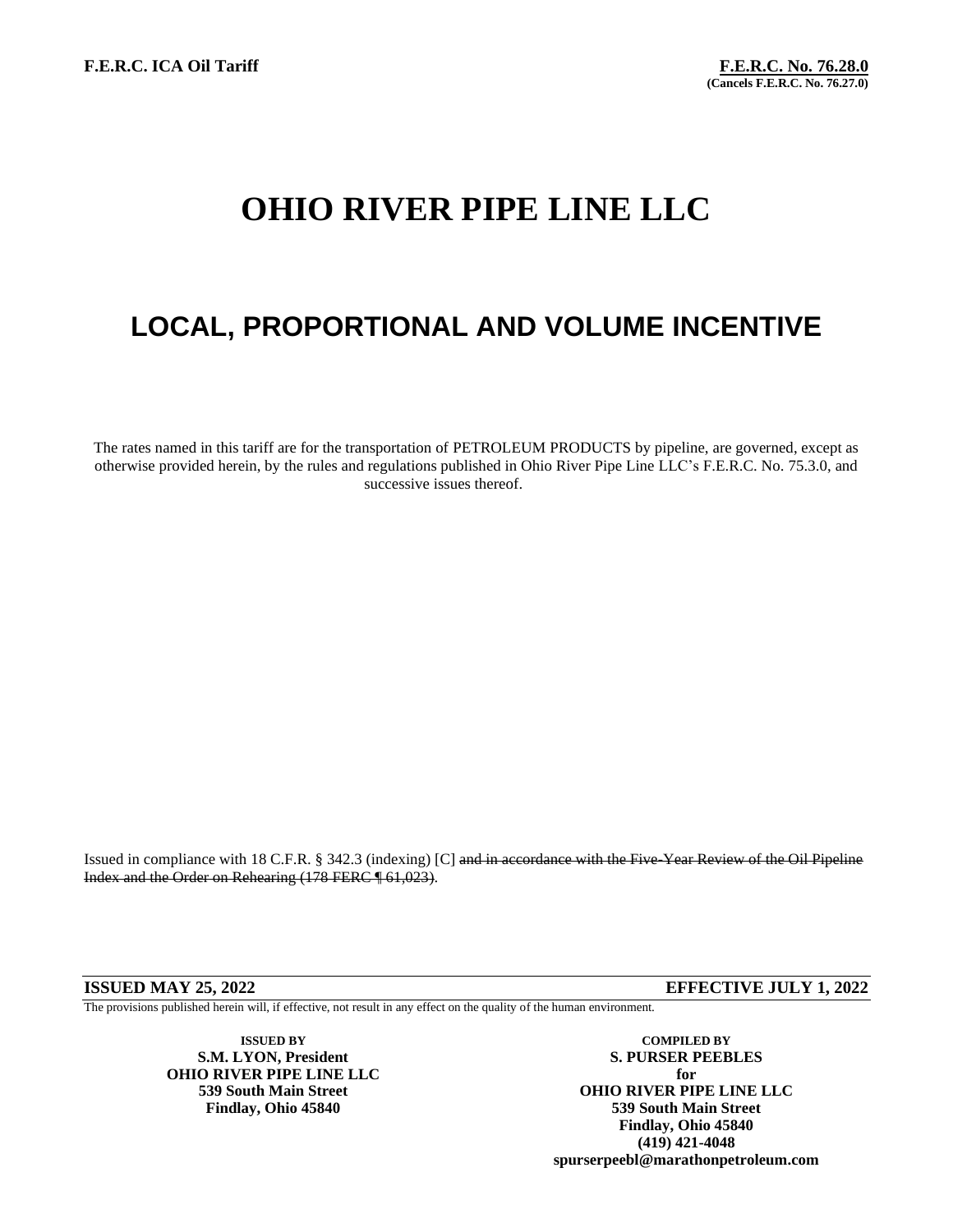**F.E.R.C. ICA Oil Tariff**

**F.E.R.C. No. 76.28.0**
**(Cancels F.E.R.C. No. 76.27.0)**

# OHIO RIVER PIPE LINE LLC

## LOCAL, PROPORTIONAL AND VOLUME INCENTIVE

The rates named in this tariff are for the transportation of PETROLEUM PRODUCTS by pipeline, are governed, except as otherwise provided herein, by the rules and regulations published in Ohio River Pipe Line LLC's F.E.R.C. No. 75.3.0, and successive issues thereof.

Issued in compliance with 18 C.F.R. § 342.3 (indexing) [C] ~~and in accordance with the Five-Year Review of the Oil Pipeline Index and the Order on Rehearing (178 FERC ¶ 61,023)~~.

**ISSUED MAY 25, 2022** **EFFECTIVE JULY 1, 2022**

The provisions published herein will, if effective, not result in any effect on the quality of the human environment.

**ISSUED BY**
**S.M. LYON, President**
**OHIO RIVER PIPE LINE LLC**
**539 South Main Street**
**Findlay, Ohio 45840**

**COMPILED BY**
**S. PURSER PEEBLES**
**for**
**OHIO RIVER PIPE LINE LLC**
**539 South Main Street**
**Findlay, Ohio 45840**
**(419) 421-4048**
**spurserpeebl@marathonpetroleum.com**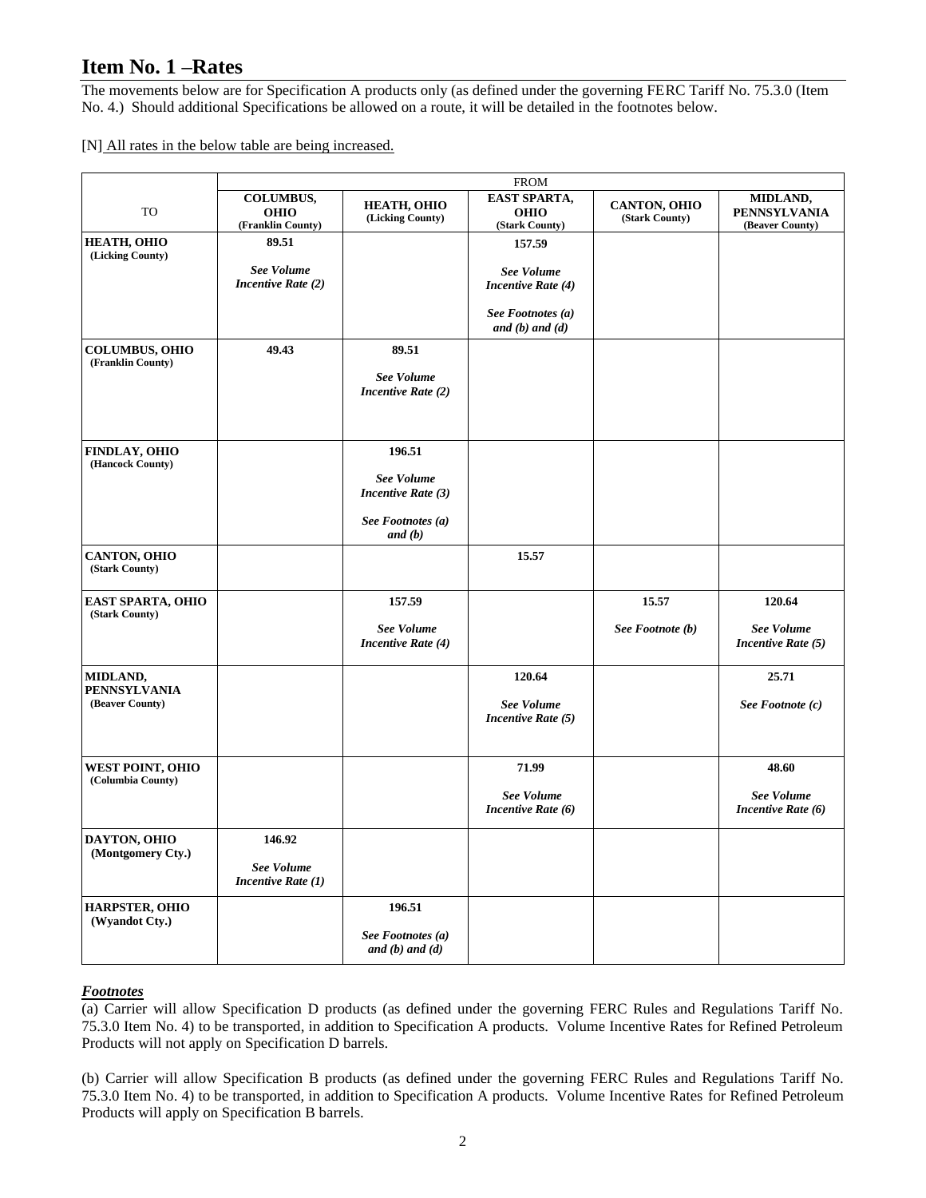## Item No. 1 –Rates

The movements below are for Specification A products only (as defined under the governing FERC Tariff No. 75.3.0 (Item No. 4.) Should additional Specifications be allowed on a route, it will be detailed in the footnotes below.

[N] All rates in the below table are being increased.

| | FROM | | | | |
|---|---|---|---|---|---|
| TO | **COLUMBUS, OHIO** (Franklin County) | **HEATH, OHIO** (Licking County) | **EAST SPARTA, OHIO** (Stark County) | **CANTON, OHIO** (Stark County) | **MIDLAND, PENNSYLVANIA** (Beaver County) |
| **HEATH, OHIO** (Licking County) | **89.51** *See Volume Incentive Rate (2)* | | **157.59** *See Volume Incentive Rate (4)* *See Footnotes (a) and (b) and (d)* | | |
| **COLUMBUS, OHIO** (Franklin County) | **49.43** | **89.51** *See Volume Incentive Rate (2)* | | | |
| **FINDLAY, OHIO** (Hancock County) | | **196.51** *See Volume Incentive Rate (3)* *See Footnotes (a) and (b)* | | | |
| **CANTON, OHIO** (Stark County) | | | **15.57** | | |
| **EAST SPARTA, OHIO** (Stark County) | | **157.59** *See Volume Incentive Rate (4)* | | **15.57** *See Footnote (b)* | **120.64** *See Volume Incentive Rate (5)* |
| **MIDLAND, PENNSYLVANIA** (Beaver County) | | | **120.64** *See Volume Incentive Rate (5)* | | **25.71** *See Footnote (c)* |
| **WEST POINT, OHIO** (Columbia County) | | | **71.99** *See Volume Incentive Rate (6)* | | **48.60** *See Volume Incentive Rate (6)* |
| **DAYTON, OHIO** (Montgomery Cty.) | **146.92** *See Volume Incentive Rate (1)* | | | | |
| **HARPSTER, OHIO** (Wyandot Cty.) | | **196.51** *See Footnotes (a) and (b) and (d)* | | | |

### *Footnotes*

(a) Carrier will allow Specification D products (as defined under the governing FERC Rules and Regulations Tariff No. 75.3.0 Item No. 4) to be transported, in addition to Specification A products. Volume Incentive Rates for Refined Petroleum Products will not apply on Specification D barrels.

(b) Carrier will allow Specification B products (as defined under the governing FERC Rules and Regulations Tariff No. 75.3.0 Item No. 4) to be transported, in addition to Specification A products. Volume Incentive Rates for Refined Petroleum Products will apply on Specification B barrels.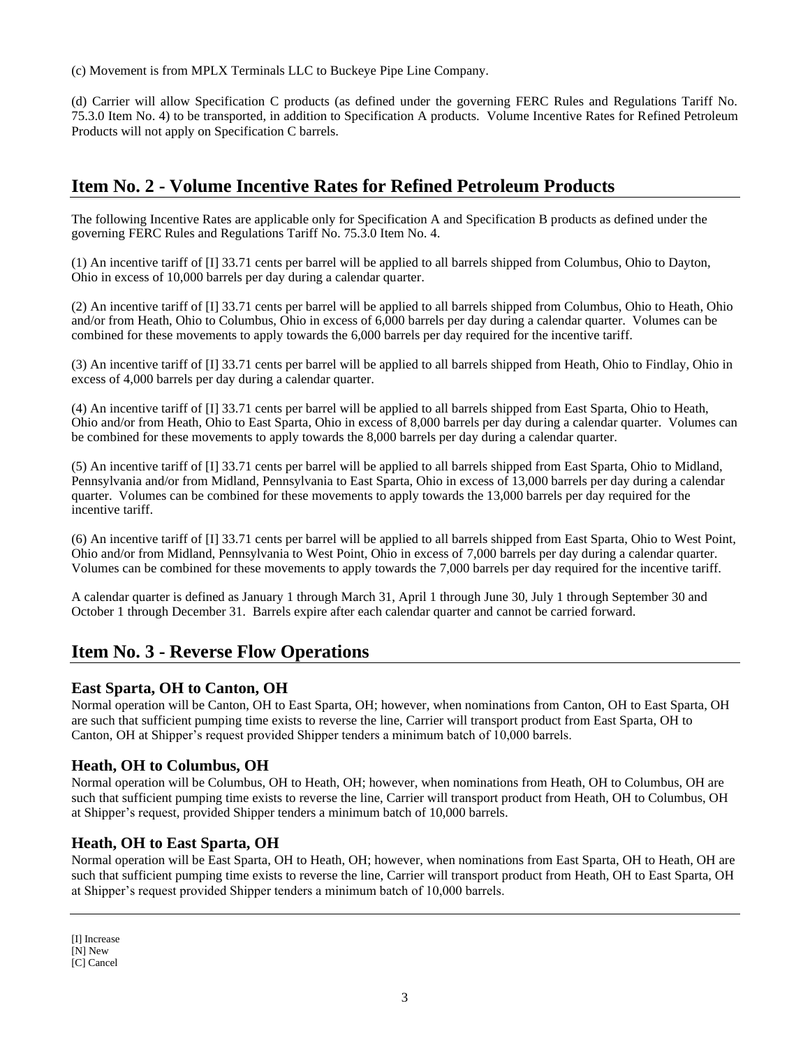(c) Movement is from MPLX Terminals LLC to Buckeye Pipe Line Company.

(d) Carrier will allow Specification C products (as defined under the governing FERC Rules and Regulations Tariff No. 75.3.0 Item No. 4) to be transported, in addition to Specification A products. Volume Incentive Rates for Refined Petroleum Products will not apply on Specification C barrels.

## Item No. 2 - Volume Incentive Rates for Refined Petroleum Products

The following Incentive Rates are applicable only for Specification A and Specification B products as defined under the governing FERC Rules and Regulations Tariff No. 75.3.0 Item No. 4.

(1) An incentive tariff of [I] 33.71 cents per barrel will be applied to all barrels shipped from Columbus, Ohio to Dayton, Ohio in excess of 10,000 barrels per day during a calendar quarter.

(2) An incentive tariff of [I] 33.71 cents per barrel will be applied to all barrels shipped from Columbus, Ohio to Heath, Ohio and/or from Heath, Ohio to Columbus, Ohio in excess of 6,000 barrels per day during a calendar quarter. Volumes can be combined for these movements to apply towards the 6,000 barrels per day required for the incentive tariff.

(3) An incentive tariff of [I] 33.71 cents per barrel will be applied to all barrels shipped from Heath, Ohio to Findlay, Ohio in excess of 4,000 barrels per day during a calendar quarter.

(4) An incentive tariff of [I] 33.71 cents per barrel will be applied to all barrels shipped from East Sparta, Ohio to Heath, Ohio and/or from Heath, Ohio to East Sparta, Ohio in excess of 8,000 barrels per day during a calendar quarter. Volumes can be combined for these movements to apply towards the 8,000 barrels per day during a calendar quarter.

(5) An incentive tariff of [I] 33.71 cents per barrel will be applied to all barrels shipped from East Sparta, Ohio to Midland, Pennsylvania and/or from Midland, Pennsylvania to East Sparta, Ohio in excess of 13,000 barrels per day during a calendar quarter. Volumes can be combined for these movements to apply towards the 13,000 barrels per day required for the incentive tariff.

(6) An incentive tariff of [I] 33.71 cents per barrel will be applied to all barrels shipped from East Sparta, Ohio to West Point, Ohio and/or from Midland, Pennsylvania to West Point, Ohio in excess of 7,000 barrels per day during a calendar quarter. Volumes can be combined for these movements to apply towards the 7,000 barrels per day required for the incentive tariff.

A calendar quarter is defined as January 1 through March 31, April 1 through June 30, July 1 through September 30 and October 1 through December 31. Barrels expire after each calendar quarter and cannot be carried forward.

## Item No. 3 - Reverse Flow Operations

### East Sparta, OH to Canton, OH

Normal operation will be Canton, OH to East Sparta, OH; however, when nominations from Canton, OH to East Sparta, OH are such that sufficient pumping time exists to reverse the line, Carrier will transport product from East Sparta, OH to Canton, OH at Shipper's request provided Shipper tenders a minimum batch of 10,000 barrels.

### Heath, OH to Columbus, OH

Normal operation will be Columbus, OH to Heath, OH; however, when nominations from Heath, OH to Columbus, OH are such that sufficient pumping time exists to reverse the line, Carrier will transport product from Heath, OH to Columbus, OH at Shipper's request, provided Shipper tenders a minimum batch of 10,000 barrels.

### Heath, OH to East Sparta, OH

Normal operation will be East Sparta, OH to Heath, OH; however, when nominations from East Sparta, OH to Heath, OH are such that sufficient pumping time exists to reverse the line, Carrier will transport product from Heath, OH to East Sparta, OH at Shipper's request provided Shipper tenders a minimum batch of 10,000 barrels.

---

[I] Increase
[N] New
[C] Cancel